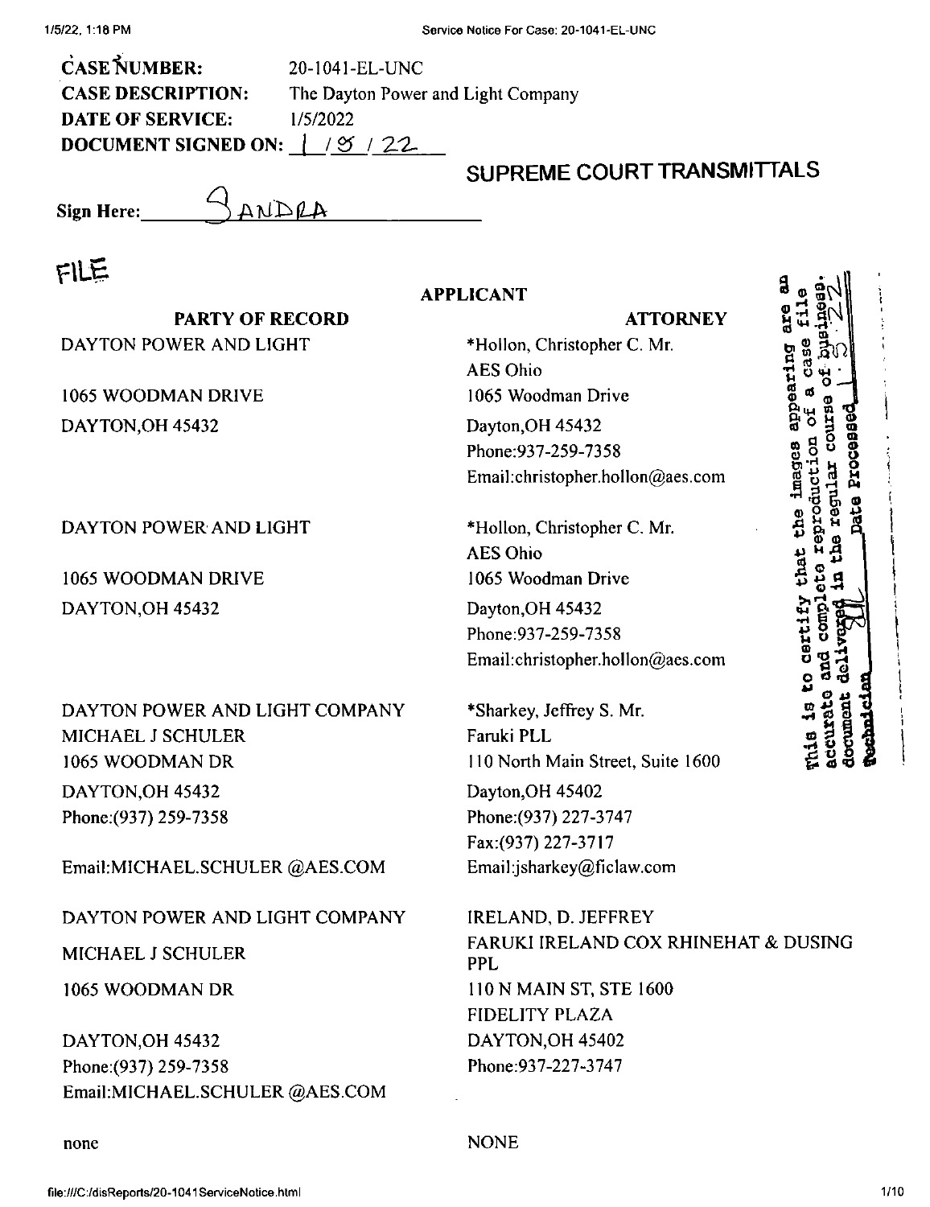**CASE NUMBER:** 20-1041-EL-UNC
**CASE DESCRIPTION:** The Dayton Power and Light Company
**DATE OF SERVICE:** 1/5/2022
**DOCUMENT SIGNED ON:** 1 / 5 / 22

## SUPREME COURT TRANSMITTALS

**Sign Here:** SANDRA

FILE

**APPLICANT**

| PARTY OF RECORD | ATTORNEY |
|---|---|
| DAYTON POWER AND LIGHT<br><br>1065 WOODMAN DRIVE<br>DAYTON,OH 45432 | *Hollon, Christopher C. Mr.<br>AES Ohio<br>1065 Woodman Drive<br>Dayton,OH 45432<br>Phone:937-259-7358<br>Email:christopher.hollon@aes.com |
| DAYTON POWER AND LIGHT<br><br>1065 WOODMAN DRIVE<br>DAYTON,OH 45432 | *Hollon, Christopher C. Mr.<br>AES Ohio<br>1065 Woodman Drive<br>Dayton,OH 45432<br>Phone:937-259-7358<br>Email:christopher.hollon@aes.com |
| DAYTON POWER AND LIGHT COMPANY<br>MICHAEL J SCHULER<br>1065 WOODMAN DR<br>DAYTON,OH 45432<br>Phone:(937) 259-7358<br><br>Email:MICHAEL.SCHULER @AES.COM | *Sharkey, Jeffrey S. Mr.<br>Faruki PLL<br>110 North Main Street, Suite 1600<br>Dayton,OH 45402<br>Phone:(937) 227-3747<br>Fax:(937) 227-3717<br>Email:jsharkey@ficlaw.com |
| DAYTON POWER AND LIGHT COMPANY<br>MICHAEL J SCHULER<br>1065 WOODMAN DR<br><br>DAYTON,OH 45432<br>Phone:(937) 259-7358<br>Email:MICHAEL.SCHULER @AES.COM | IRELAND, D. JEFFREY<br>FARUKI IRELAND COX RHINEHAT & DUSING PPL<br>110 N MAIN ST, STE 1600<br>FIDELITY PLAZA<br>DAYTON,OH 45402<br>Phone:937-227-3747 |
| none | NONE |

This is to certify that the images appearing are an accurate and complete reproduction of a case file document delivered in the regular course of business. Technician SL Date Processed 1-5-22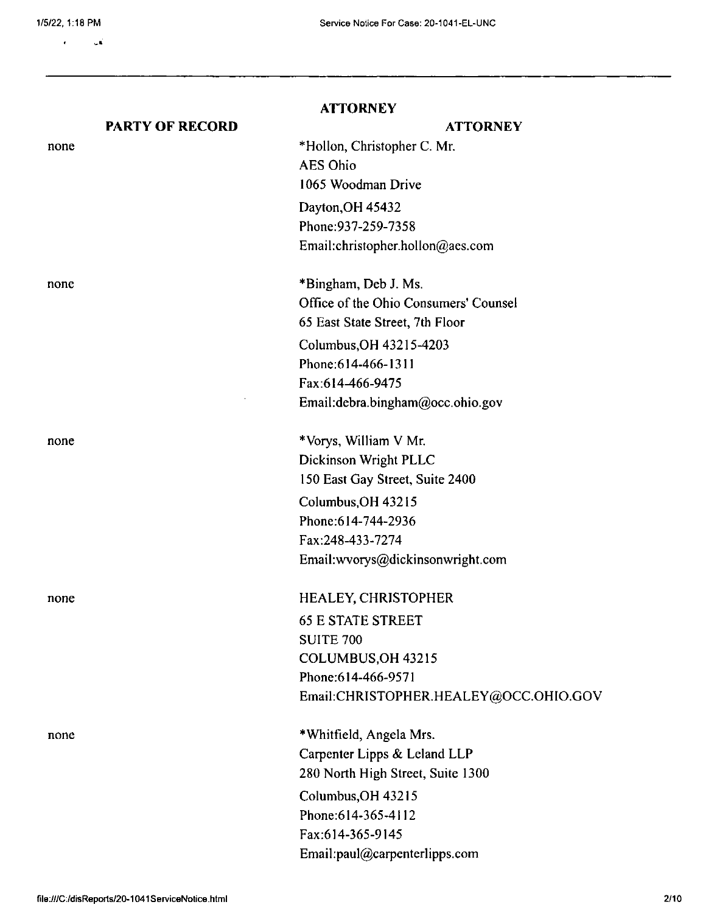| PARTY OF RECORD | ATTORNEY |
| --- | --- |
| none | *Hollon, Christopher C. Mr.<br>AES Ohio<br>1065 Woodman Drive<br>Dayton,OH 45432<br>Phone:937-259-7358<br>Email:christopher.hollon@aes.com |
| none | *Bingham, Deb J. Ms.<br>Office of the Ohio Consumers' Counsel<br>65 East State Street, 7th Floor<br>Columbus,OH 43215-4203<br>Phone:614-466-1311<br>Fax:614-466-9475<br>Email:debra.bingham@occ.ohio.gov |
| none | *Vorys, William V Mr.<br>Dickinson Wright PLLC<br>150 East Gay Street, Suite 2400<br>Columbus,OH 43215<br>Phone:614-744-2936<br>Fax:248-433-7274<br>Email:wvorys@dickinsonwright.com |
| none | HEALEY, CHRISTOPHER<br>65 E STATE STREET<br>SUITE 700<br>COLUMBUS,OH 43215<br>Phone:614-466-9571<br>Email:CHRISTOPHER.HEALEY@OCC.OHIO.GOV |
| none | *Whitfield, Angela Mrs.<br>Carpenter Lipps & Leland LLP<br>280 North High Street, Suite 1300<br>Columbus,OH 43215<br>Phone:614-365-4112<br>Fax:614-365-9145<br>Email:paul@carpenterlipps.com |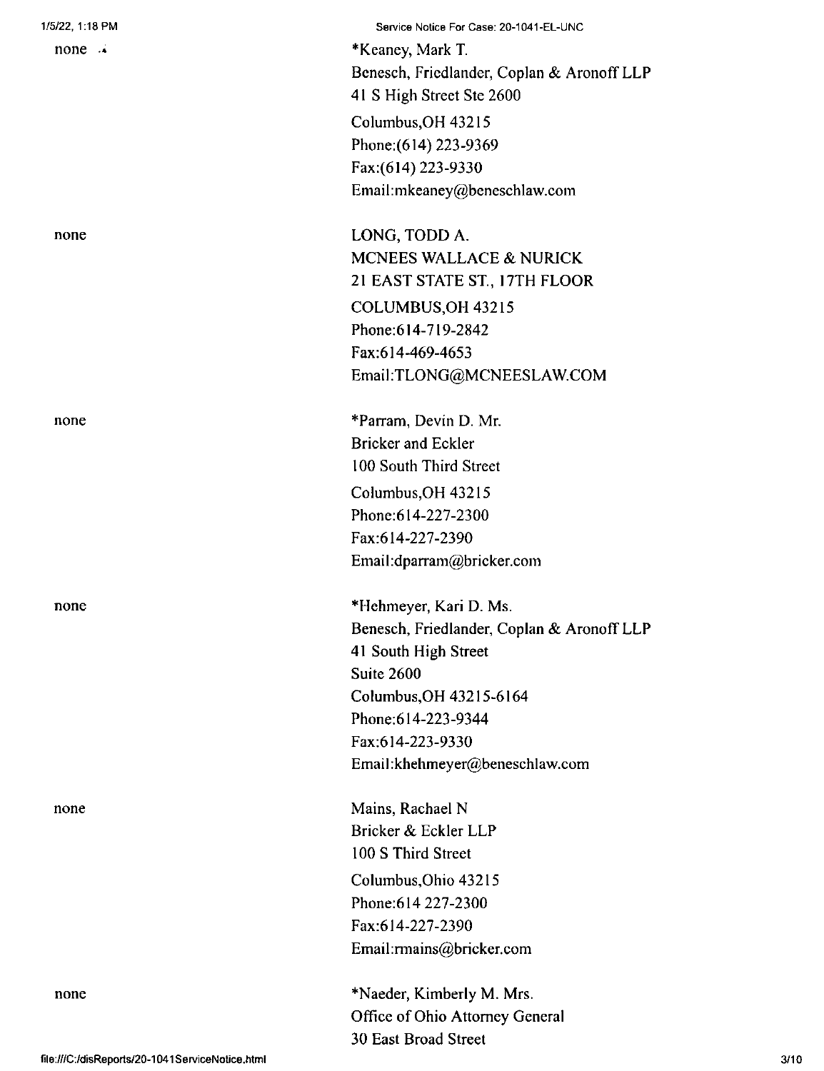none *Keaney, Mark T.
Benesch, Friedlander, Coplan & Aronoff LLP
41 S High Street Ste 2600
Columbus,OH 43215
Phone:(614) 223-9369
Fax:(614) 223-9330
Email:mkeaney@beneschlaw.com

none LONG, TODD A.
MCNEES WALLACE & NURICK
21 EAST STATE ST., 17TH FLOOR
COLUMBUS,OH 43215
Phone:614-719-2842
Fax:614-469-4653
Email:TLONG@MCNEESLAW.COM

none *Parram, Devin D. Mr.
Bricker and Eckler
100 South Third Street
Columbus,OH 43215
Phone:614-227-2300
Fax:614-227-2390
Email:dparram@bricker.com

none *Hehmeyer, Kari D. Ms.
Benesch, Friedlander, Coplan & Aronoff LLP
41 South High Street
Suite 2600
Columbus,OH 43215-6164
Phone:614-223-9344
Fax:614-223-9330
Email:khehmeyer@beneschlaw.com

none Mains, Rachael N
Bricker & Eckler LLP
100 S Third Street
Columbus,Ohio 43215
Phone:614 227-2300
Fax:614-227-2390
Email:rmains@bricker.com

none *Naeder, Kimberly M. Mrs.
Office of Ohio Attorney General
30 East Broad Street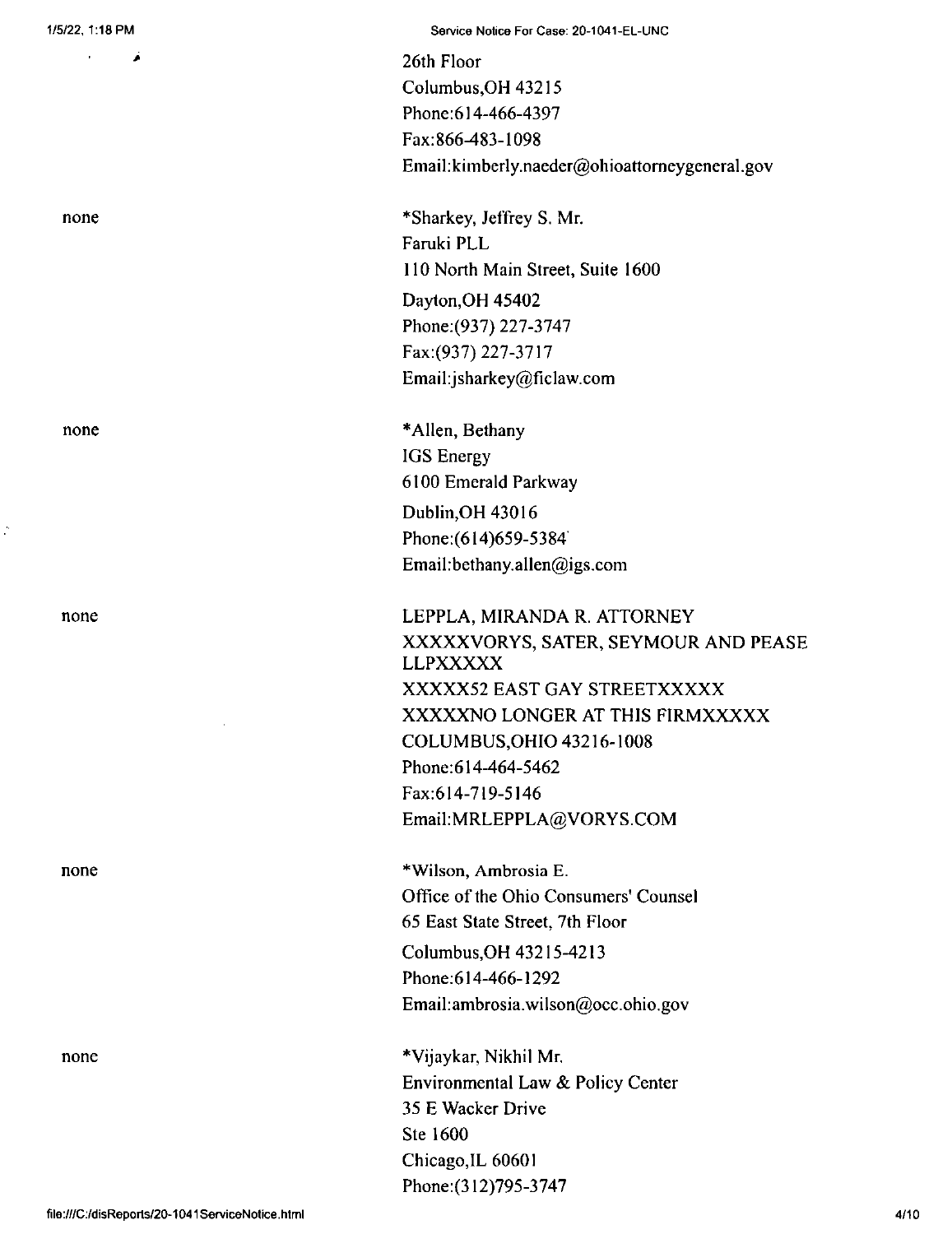26th Floor
Columbus,OH 43215
Phone:614-466-4397
Fax:866-483-1098
Email:kimberly.naeder@ohioattorneygeneral.gov

none

*Sharkey, Jeffrey S. Mr.
Faruki PLL
110 North Main Street, Suite 1600
Dayton,OH 45402
Phone:(937) 227-3747
Fax:(937) 227-3717
Email:jsharkey@ficlaw.com

none

*Allen, Bethany
IGS Energy
6100 Emerald Parkway
Dublin,OH 43016
Phone:(614)659-5384
Email:bethany.allen@igs.com

none

LEPPLA, MIRANDA R. ATTORNEY
XXXXXVORYS, SATER, SEYMOUR AND PEASE LLPXXXXX
XXXXX52 EAST GAY STREETXXXXX
XXXXXNO LONGER AT THIS FIRMXXXXX
COLUMBUS,OHIO 43216-1008
Phone:614-464-5462
Fax:614-719-5146
Email:MRLEPPLA@VORYS.COM

none

*Wilson, Ambrosia E.
Office of the Ohio Consumers' Counsel
65 East State Street, 7th Floor
Columbus,OH 43215-4213
Phone:614-466-1292
Email:ambrosia.wilson@occ.ohio.gov

none

*Vijaykar, Nikhil Mr.
Environmental Law & Policy Center
35 E Wacker Drive
Ste 1600
Chicago,IL 60601
Phone:(312)795-3747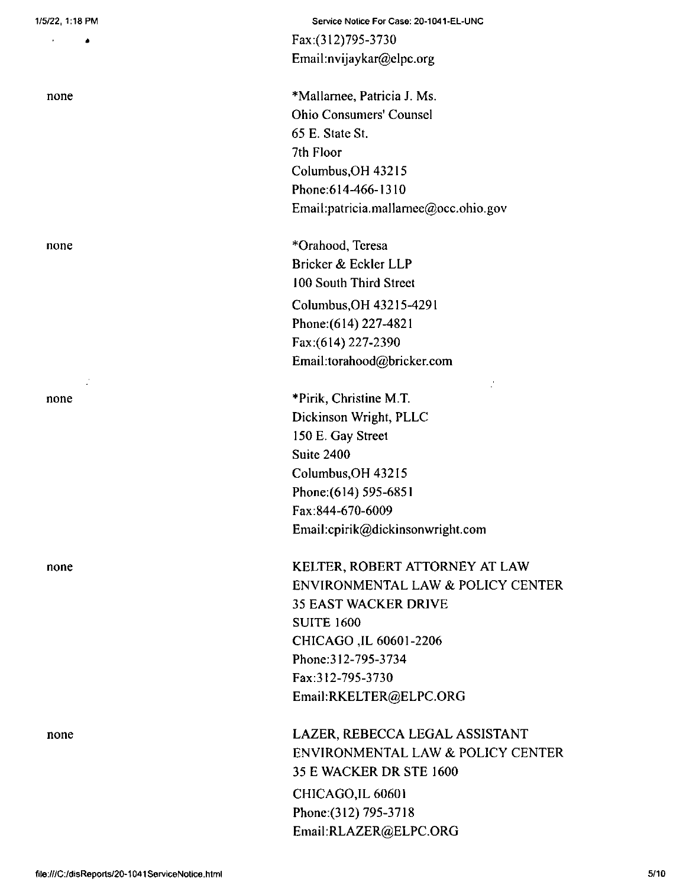Fax:(312)795-3730
Email:nvijaykar@elpc.org

none

*Mallarnee, Patricia J. Ms.
Ohio Consumers' Counsel
65 E. State St.
7th Floor
Columbus,OH 43215
Phone:614-466-1310
Email:patricia.mallarnee@occ.ohio.gov

none

*Orahood, Teresa
Bricker & Eckler LLP
100 South Third Street
Columbus,OH 43215-4291
Phone:(614) 227-4821
Fax:(614) 227-2390
Email:torahood@bricker.com

none

*Pirik, Christine M.T.
Dickinson Wright, PLLC
150 E. Gay Street
Suite 2400
Columbus,OH 43215
Phone:(614) 595-6851
Fax:844-670-6009
Email:cpirik@dickinsonwright.com

none

KELTER, ROBERT ATTORNEY AT LAW
ENVIRONMENTAL LAW & POLICY CENTER
35 EAST WACKER DRIVE
SUITE 1600
CHICAGO ,IL 60601-2206
Phone:312-795-3734
Fax:312-795-3730
Email:RKELTER@ELPC.ORG

none

LAZER, REBECCA LEGAL ASSISTANT
ENVIRONMENTAL LAW & POLICY CENTER
35 E WACKER DR STE 1600
CHICAGO,IL 60601
Phone:(312) 795-3718
Email:RLAZER@ELPC.ORG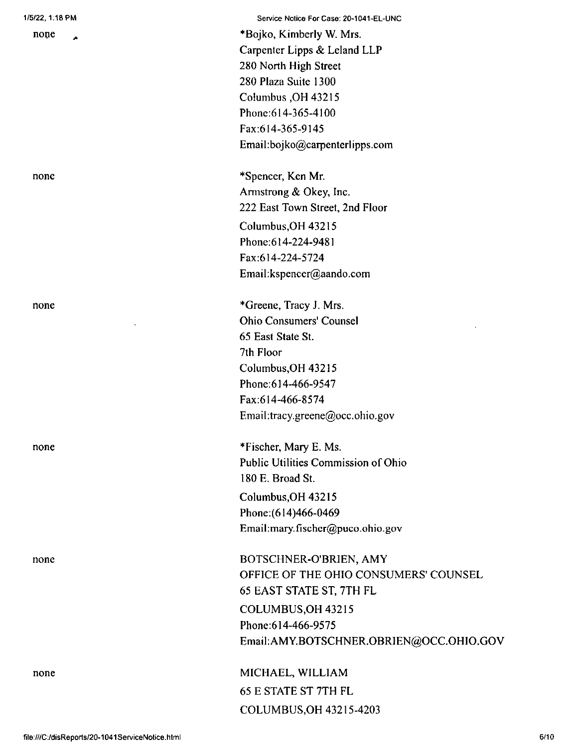| | |
|---|---|
| none | *Bojko, Kimberly W. Mrs.<br>Carpenter Lipps & Leland LLP<br>280 North High Street<br>280 Plaza Suite 1300<br>Columbus ,OH 43215<br>Phone:614-365-4100<br>Fax:614-365-9145<br>Email:bojko@carpenterlipps.com |
| none | *Spencer, Ken Mr.<br>Armstrong & Okey, Inc.<br>222 East Town Street, 2nd Floor<br>Columbus,OH 43215<br>Phone:614-224-9481<br>Fax:614-224-5724<br>Email:kspencer@aando.com |
| none | *Greene, Tracy J. Mrs.<br>Ohio Consumers' Counsel<br>65 East State St.<br>7th Floor<br>Columbus,OH 43215<br>Phone:614-466-9547<br>Fax:614-466-8574<br>Email:tracy.greene@occ.ohio.gov |
| none | *Fischer, Mary E. Ms.<br>Public Utilities Commission of Ohio<br>180 E. Broad St.<br>Columbus,OH 43215<br>Phone:(614)466-0469<br>Email:mary.fischer@puco.ohio.gov |
| none | BOTSCHNER-O'BRIEN, AMY<br>OFFICE OF THE OHIO CONSUMERS' COUNSEL<br>65 EAST STATE ST, 7TH FL<br>COLUMBUS,OH 43215<br>Phone:614-466-9575<br>Email:AMY.BOTSCHNER.OBRIEN@OCC.OHIO.GOV |
| none | MICHAEL, WILLIAM<br>65 E STATE ST 7TH FL<br>COLUMBUS,OH 43215-4203 |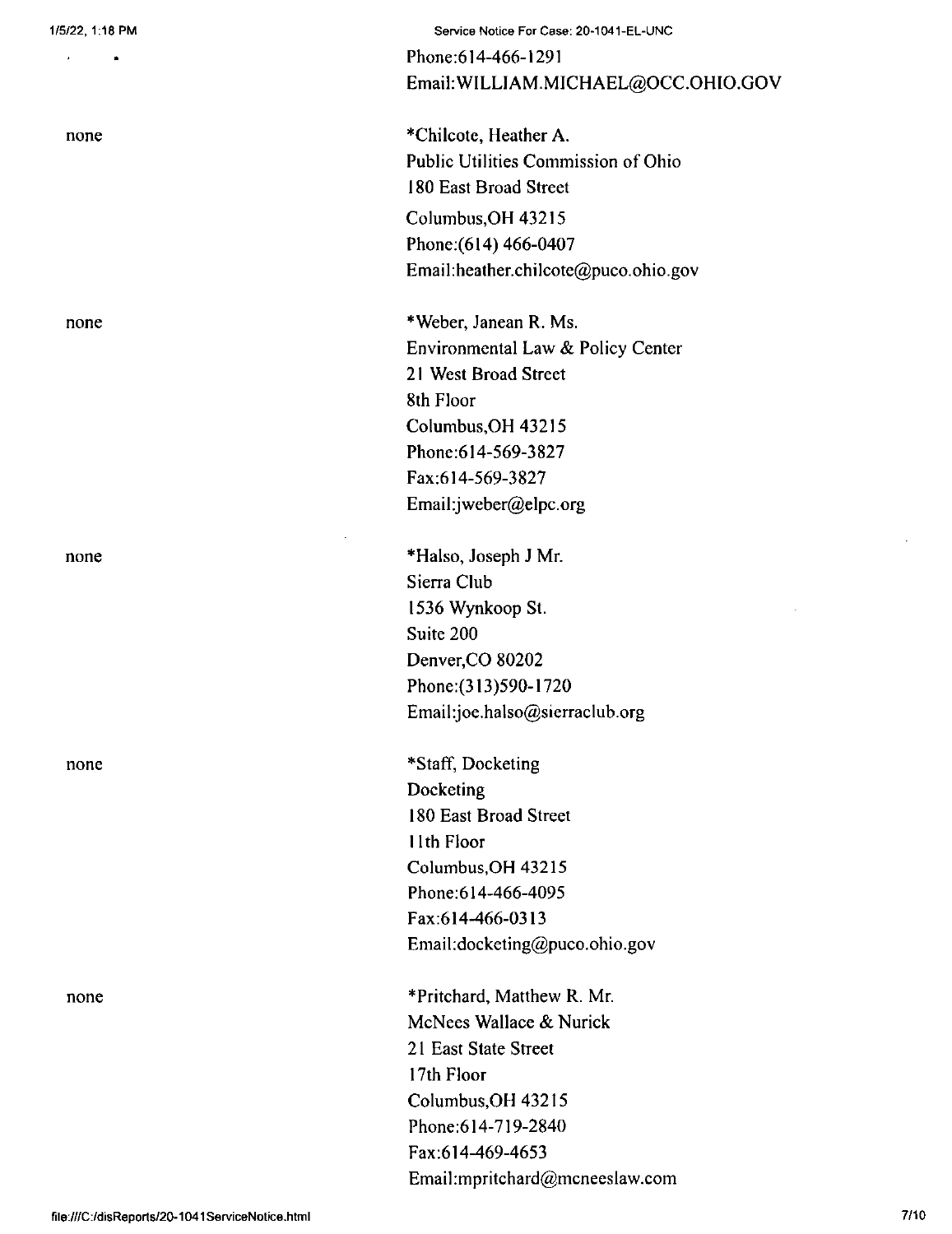Phone:614-466-1291
Email:WILLIAM.MICHAEL@OCC.OHIO.GOV

none

*Chilcote, Heather A.
Public Utilities Commission of Ohio
180 East Broad Street
Columbus,OH 43215
Phone:(614) 466-0407
Email:heather.chilcote@puco.ohio.gov

none

*Weber, Janean R. Ms.
Environmental Law & Policy Center
21 West Broad Street
8th Floor
Columbus,OH 43215
Phone:614-569-3827
Fax:614-569-3827
Email:jweber@elpc.org

none

*Halso, Joseph J Mr.
Sierra Club
1536 Wynkoop St.
Suite 200
Denver,CO 80202
Phone:(313)590-1720
Email:joe.halso@sierraclub.org

none

*Staff, Docketing
Docketing
180 East Broad Street
11th Floor
Columbus,OH 43215
Phone:614-466-4095
Fax:614-466-0313
Email:docketing@puco.ohio.gov

none

*Pritchard, Matthew R. Mr.
McNees Wallace & Nurick
21 East State Street
17th Floor
Columbus,OH 43215
Phone:614-719-2840
Fax:614-469-4653
Email:mpritchard@mcneeslaw.com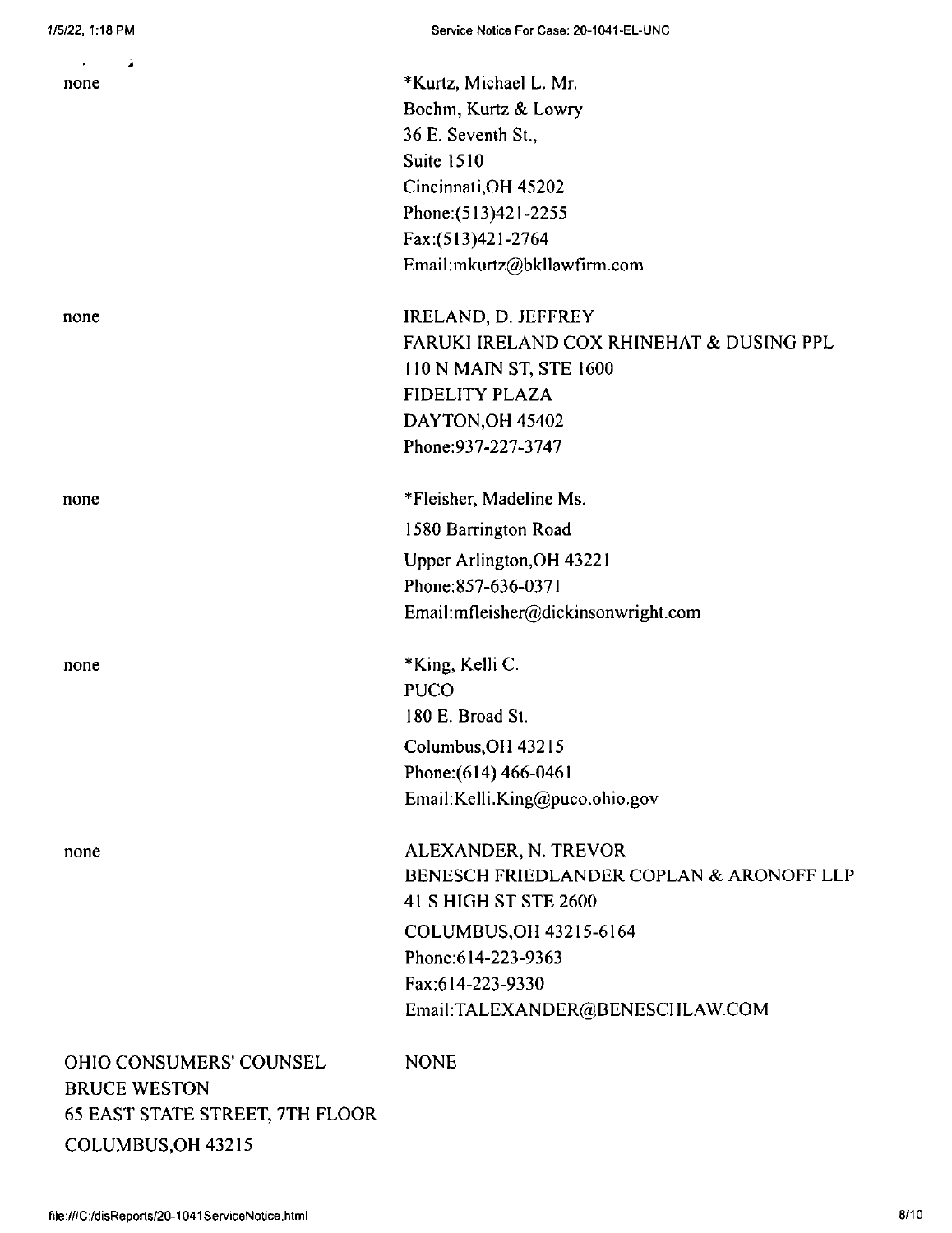| | |
|---|---|
| none | *Kurtz, Michael L. Mr.<br>Boehm, Kurtz & Lowry<br>36 E. Seventh St.,<br>Suite 1510<br>Cincinnati,OH 45202<br>Phone:(513)421-2255<br>Fax:(513)421-2764<br>Email:mkurtz@bkllawfirm.com |
| none | IRELAND, D. JEFFREY<br>FARUKI IRELAND COX RHINEHAT & DUSING PPL<br>110 N MAIN ST, STE 1600<br>FIDELITY PLAZA<br>DAYTON,OH 45402<br>Phone:937-227-3747 |
| none | *Fleisher, Madeline Ms.<br>1580 Barrington Road<br>Upper Arlington,OH 43221<br>Phone:857-636-0371<br>Email:mfleisher@dickinsonwright.com |
| none | *King, Kelli C.<br>PUCO<br>180 E. Broad St.<br>Columbus,OH 43215<br>Phone:(614) 466-0461<br>Email:Kelli.King@puco.ohio.gov |
| none | ALEXANDER, N. TREVOR<br>BENESCH FRIEDLANDER COPLAN & ARONOFF LLP<br>41 S HIGH ST STE 2600<br>COLUMBUS,OH 43215-6164<br>Phone:614-223-9363<br>Fax:614-223-9330<br>Email:TALEXANDER@BENESCHLAW.COM |
| OHIO CONSUMERS' COUNSEL<br>BRUCE WESTON<br>65 EAST STATE STREET, 7TH FLOOR<br>COLUMBUS,OH 43215 | NONE |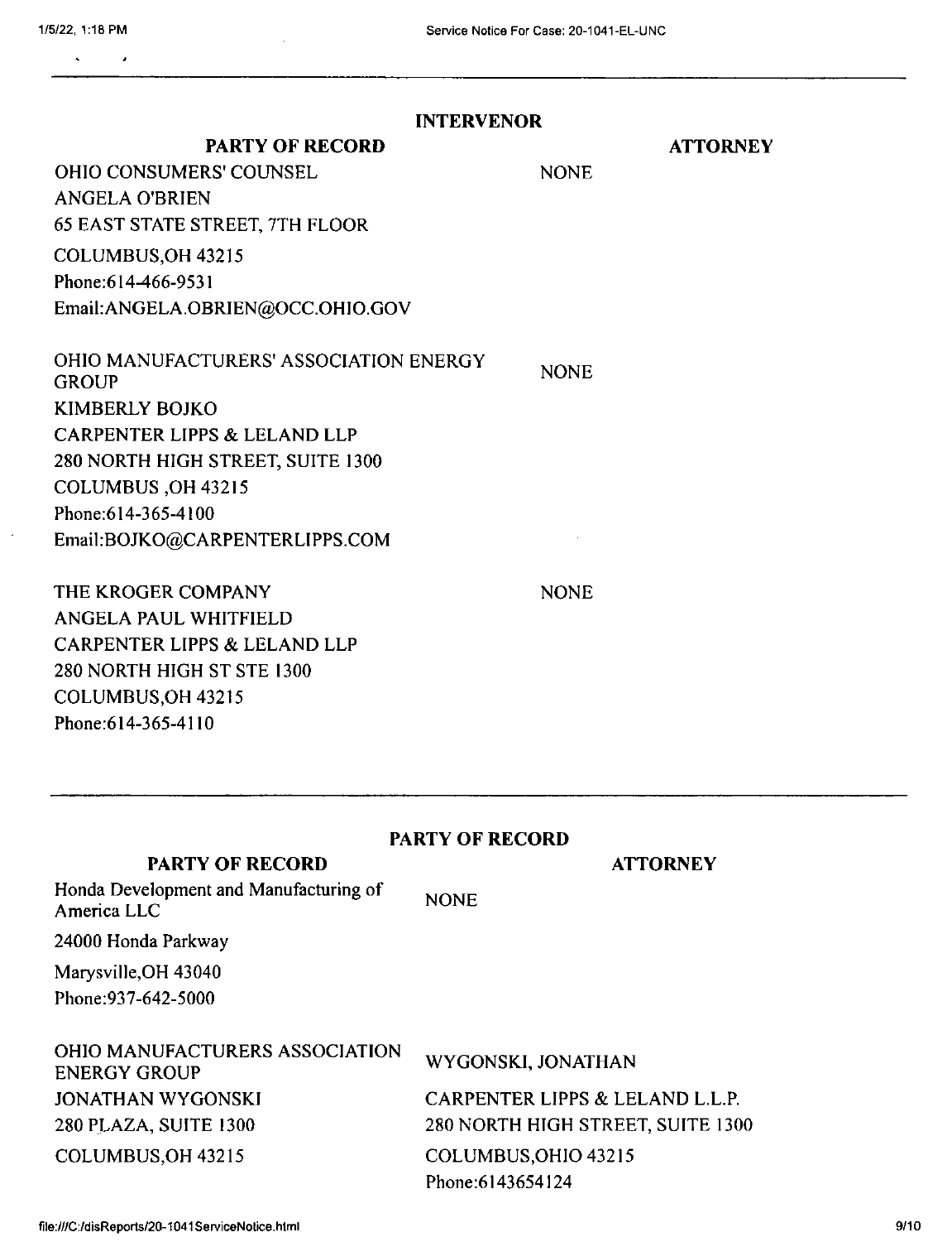## INTERVENOR

| PARTY OF RECORD | ATTORNEY |
| --- | --- |
| OHIO CONSUMERS' COUNSEL<br>ANGELA O'BRIEN<br>65 EAST STATE STREET, 7TH FLOOR<br>COLUMBUS,OH 43215<br>Phone:614-466-9531<br>Email:ANGELA.OBRIEN@OCC.OHIO.GOV | NONE |
| OHIO MANUFACTURERS' ASSOCIATION ENERGY GROUP<br>KIMBERLY BOJKO<br>CARPENTER LIPPS & LELAND LLP<br>280 NORTH HIGH STREET, SUITE 1300<br>COLUMBUS ,OH 43215<br>Phone:614-365-4100<br>Email:BOJKO@CARPENTERLIPPS.COM | NONE |
| THE KROGER COMPANY<br>ANGELA PAUL WHITFIELD<br>CARPENTER LIPPS & LELAND LLP<br>280 NORTH HIGH ST STE 1300<br>COLUMBUS,OH 43215<br>Phone:614-365-4110 | NONE |

## PARTY OF RECORD

| PARTY OF RECORD | ATTORNEY |
| --- | --- |
| Honda Development and Manufacturing of America LLC<br>24000 Honda Parkway<br>Marysville,OH 43040<br>Phone:937-642-5000 | NONE |
| OHIO MANUFACTURERS ASSOCIATION ENERGY GROUP<br>JONATHAN WYGONSKI<br>280 PLAZA, SUITE 1300<br>COLUMBUS,OH 43215 | WYGONSKI, JONATHAN<br>CARPENTER LIPPS & LELAND L.L.P.<br>280 NORTH HIGH STREET, SUITE 1300<br>COLUMBUS,OHIO 43215<br>Phone:6143654124 |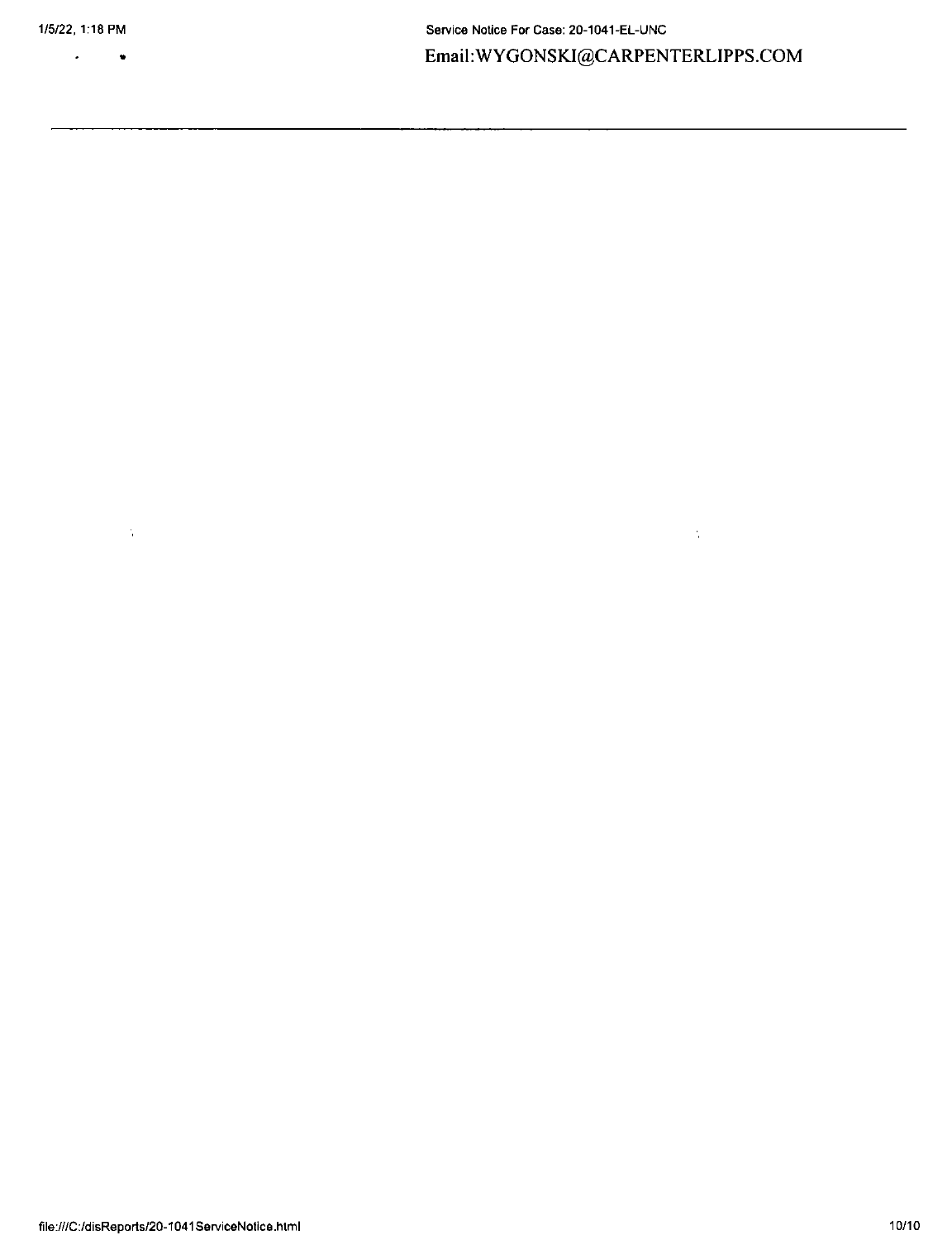Email:WYGONSKI@CARPENTERLIPPS.COM

---